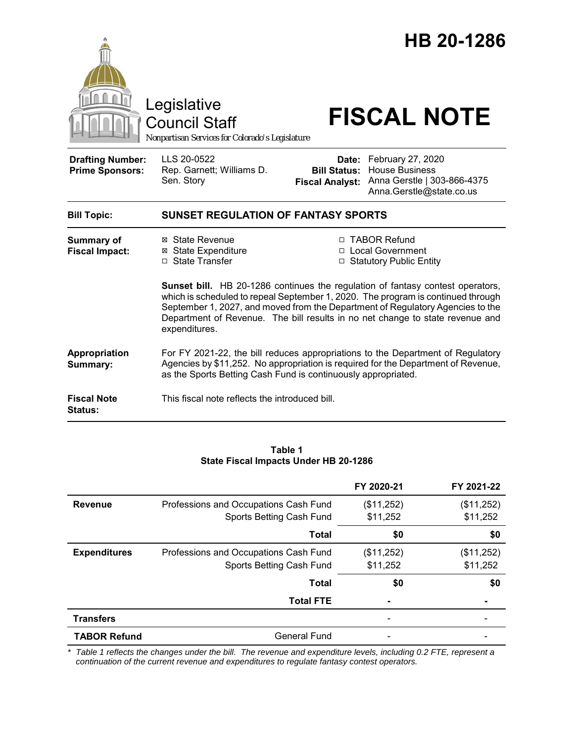# HB 20-1286

Legislative Council Staff

*Nonpartisan Services for Colorado's Legislature*

# FISCAL NOTE

| | | | |
|---|---|---|---|
| **Drafting Number:** | LLS 20-0522 | **Date:** | February 27, 2020 |
| **Prime Sponsors:** | Rep. Garnett; Williams D. Sen. Story | **Bill Status:** | House Business |
| | | **Fiscal Analyst:** | Anna Gerstle \| 303-866-4375 Anna.Gerstle@state.co.us |

**Bill Topic:** **SUNSET REGULATION OF FANTASY SPORTS**

**Summary of Fiscal Impact:**

- ☒ State Revenue
- ☒ State Expenditure
- ☐ State Transfer
- ☐ TABOR Refund
- ☐ Local Government
- ☐ Statutory Public Entity

**Sunset bill.** HB 20-1286 continues the regulation of fantasy contest operators, which is scheduled to repeal September 1, 2020. The program is continued through September 1, 2027, and moved from the Department of Regulatory Agencies to the Department of Revenue. The bill results in no net change to state revenue and expenditures.

**Appropriation Summary:** For FY 2021-22, the bill reduces appropriations to the Department of Regulatory Agencies by $11,252. No appropriation is required for the Department of Revenue, as the Sports Betting Cash Fund is continuously appropriated.

**Fiscal Note Status:** This fiscal note reflects the introduced bill.

**Table 1**
**State Fiscal Impacts Under HB 20-1286**

| | | FY 2020-21 | FY 2021-22 |
|---|---|---|---|
| **Revenue** | Professions and Occupations Cash Fund | ($11,252) | ($11,252) |
| | Sports Betting Cash Fund | $11,252 | $11,252 |
| | **Total** | **$0** | **$0** |
| **Expenditures** | Professions and Occupations Cash Fund | ($11,252) | ($11,252) |
| | Sports Betting Cash Fund | $11,252 | $11,252 |
| | **Total** | **$0** | **$0** |
| | **Total FTE** | **-** | **-** |
| **Transfers** | | - | - |
| **TABOR Refund** | General Fund | - | - |

*\* Table 1 reflects the changes under the bill. The revenue and expenditure levels, including 0.2 FTE, represent a continuation of the current revenue and expenditures to regulate fantasy contest operators.*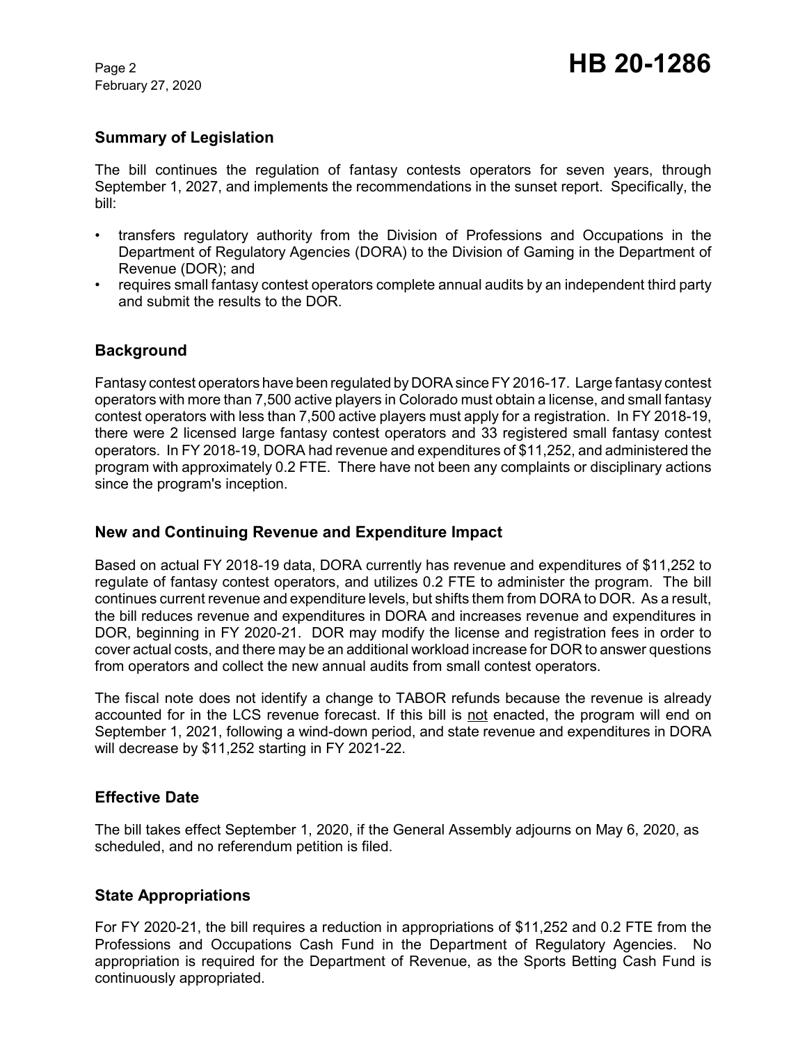## Summary of Legislation

The bill continues the regulation of fantasy contests operators for seven years, through September 1, 2027, and implements the recommendations in the sunset report. Specifically, the bill:

- transfers regulatory authority from the Division of Professions and Occupations in the Department of Regulatory Agencies (DORA) to the Division of Gaming in the Department of Revenue (DOR); and
- requires small fantasy contest operators complete annual audits by an independent third party and submit the results to the DOR.

## Background

Fantasy contest operators have been regulated by DORA since FY 2016-17. Large fantasy contest operators with more than 7,500 active players in Colorado must obtain a license, and small fantasy contest operators with less than 7,500 active players must apply for a registration. In FY 2018-19, there were 2 licensed large fantasy contest operators and 33 registered small fantasy contest operators. In FY 2018-19, DORA had revenue and expenditures of $11,252, and administered the program with approximately 0.2 FTE. There have not been any complaints or disciplinary actions since the program's inception.

## New and Continuing Revenue and Expenditure Impact

Based on actual FY 2018-19 data, DORA currently has revenue and expenditures of $11,252 to regulate of fantasy contest operators, and utilizes 0.2 FTE to administer the program. The bill continues current revenue and expenditure levels, but shifts them from DORA to DOR. As a result, the bill reduces revenue and expenditures in DORA and increases revenue and expenditures in DOR, beginning in FY 2020-21. DOR may modify the license and registration fees in order to cover actual costs, and there may be an additional workload increase for DOR to answer questions from operators and collect the new annual audits from small contest operators.

The fiscal note does not identify a change to TABOR refunds because the revenue is already accounted for in the LCS revenue forecast. If this bill is not enacted, the program will end on September 1, 2021, following a wind-down period, and state revenue and expenditures in DORA will decrease by $11,252 starting in FY 2021-22.

## Effective Date

The bill takes effect September 1, 2020, if the General Assembly adjourns on May 6, 2020, as scheduled, and no referendum petition is filed.

## State Appropriations

For FY 2020-21, the bill requires a reduction in appropriations of $11,252 and 0.2 FTE from the Professions and Occupations Cash Fund in the Department of Regulatory Agencies. No appropriation is required for the Department of Revenue, as the Sports Betting Cash Fund is continuously appropriated.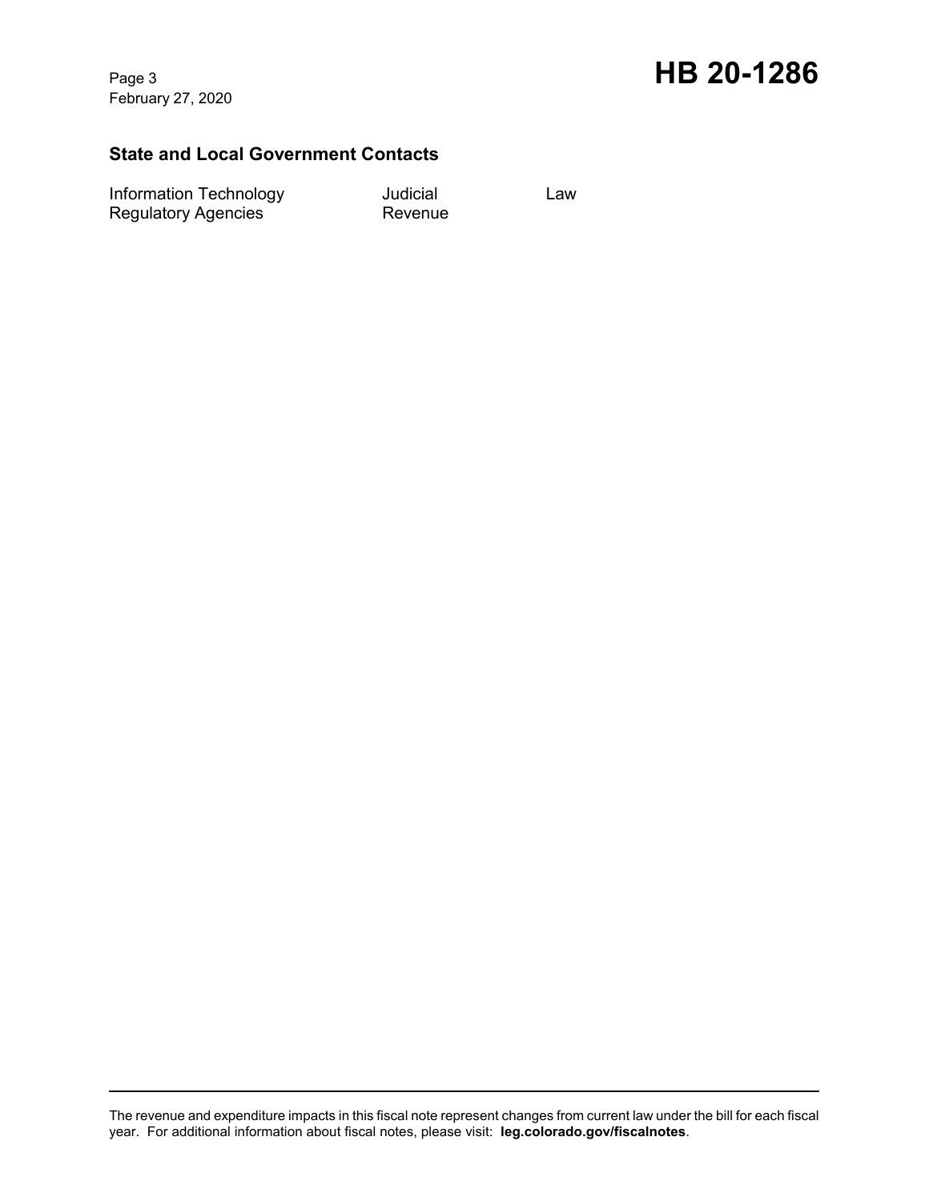## State and Local Government Contacts

| | | |
|---|---|---|
| Information Technology | Judicial | Law |
| Regulatory Agencies | Revenue | |

The revenue and expenditure impacts in this fiscal note represent changes from current law under the bill for each fiscal year. For additional information about fiscal notes, please visit: **leg.colorado.gov/fiscalnotes**.